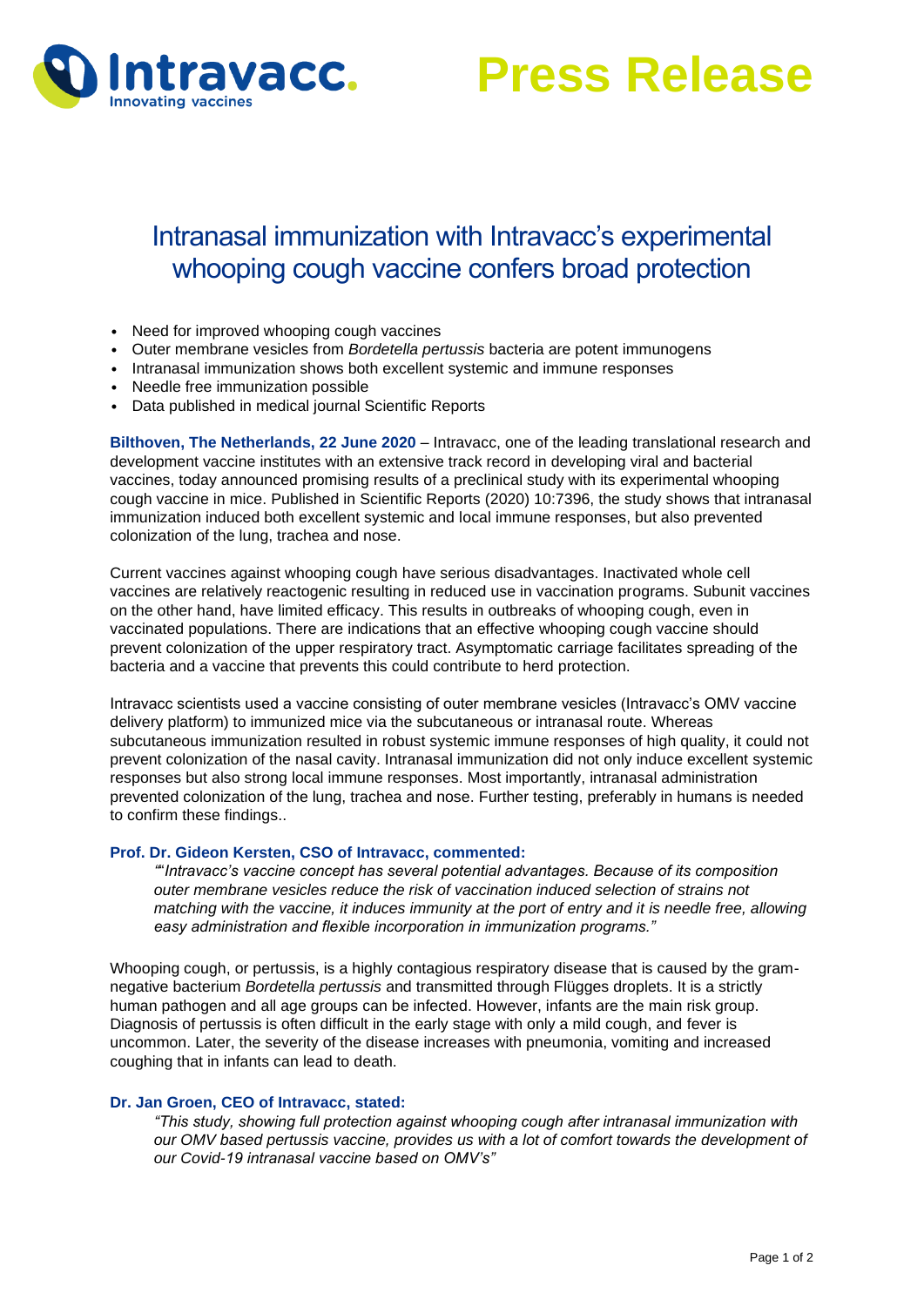Intravacc. Innovating vaccines

# Press Release

## Intranasal immunization with Intravacc's experimental whooping cough vaccine confers broad protection

- Need for improved whooping cough vaccines
- Outer membrane vesicles from *Bordetella pertussis* bacteria are potent immunogens
- Intranasal immunization shows both excellent systemic and immune responses
- Needle free immunization possible
- Data published in medical journal Scientific Reports

**Bilthoven, The Netherlands, 22 June 2020** – Intravacc, one of the leading translational research and development vaccine institutes with an extensive track record in developing viral and bacterial vaccines, today announced promising results of a preclinical study with its experimental whooping cough vaccine in mice. Published in Scientific Reports (2020) 10:7396, the study shows that intranasal immunization induced both excellent systemic and local immune responses, but also prevented colonization of the lung, trachea and nose.

Current vaccines against whooping cough have serious disadvantages. Inactivated whole cell vaccines are relatively reactogenic resulting in reduced use in vaccination programs. Subunit vaccines on the other hand, have limited efficacy. This results in outbreaks of whooping cough, even in vaccinated populations. There are indications that an effective whooping cough vaccine should prevent colonization of the upper respiratory tract. Asymptomatic carriage facilitates spreading of the bacteria and a vaccine that prevents this could contribute to herd protection.

Intravacc scientists used a vaccine consisting of outer membrane vesicles (Intravacc's OMV vaccine delivery platform) to immunized mice via the subcutaneous or intranasal route. Whereas subcutaneous immunization resulted in robust systemic immune responses of high quality, it could not prevent colonization of the nasal cavity. Intranasal immunization did not only induce excellent systemic responses but also strong local immune responses. Most importantly, intranasal administration prevented colonization of the lung, trachea and nose. Further testing, preferably in humans is needed to confirm these findings..

**Prof. Dr. Gideon Kersten, CSO of Intravacc, commented:**

> *""Intravacc's vaccine concept has several potential advantages. Because of its composition outer membrane vesicles reduce the risk of vaccination induced selection of strains not matching with the vaccine, it induces immunity at the port of entry and it is needle free, allowing easy administration and flexible incorporation in immunization programs."*

Whooping cough, or pertussis, is a highly contagious respiratory disease that is caused by the gram-negative bacterium *Bordetella pertussis* and transmitted through Flügges droplets. It is a strictly human pathogen and all age groups can be infected. However, infants are the main risk group. Diagnosis of pertussis is often difficult in the early stage with only a mild cough, and fever is uncommon. Later, the severity of the disease increases with pneumonia, vomiting and increased coughing that in infants can lead to death.

**Dr. Jan Groen, CEO of Intravacc, stated:**

> *"This study, showing full protection against whooping cough after intranasal immunization with our OMV based pertussis vaccine, provides us with a lot of comfort towards the development of our Covid-19 intranasal vaccine based on OMV's"*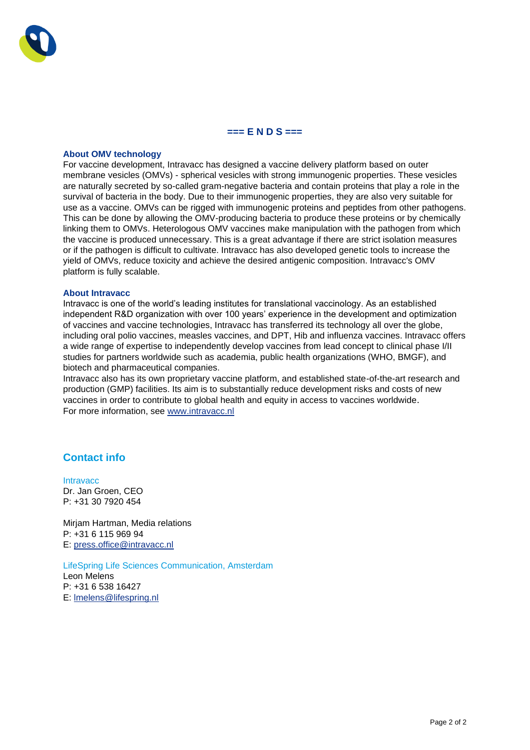=== E N D S ===

### About OMV technology

For vaccine development, Intravacc has designed a vaccine delivery platform based on outer membrane vesicles (OMVs) - spherical vesicles with strong immunogenic properties. These vesicles are naturally secreted by so-called gram-negative bacteria and contain proteins that play a role in the survival of bacteria in the body. Due to their immunogenic properties, they are also very suitable for use as a vaccine. OMVs can be rigged with immunogenic proteins and peptides from other pathogens. This can be done by allowing the OMV-producing bacteria to produce these proteins or by chemically linking them to OMVs. Heterologous OMV vaccines make manipulation with the pathogen from which the vaccine is produced unnecessary. This is a great advantage if there are strict isolation measures or if the pathogen is difficult to cultivate. Intravacc has also developed genetic tools to increase the yield of OMVs, reduce toxicity and achieve the desired antigenic composition. Intravacc's OMV platform is fully scalable.

### About Intravacc

Intravacc is one of the world's leading institutes for translational vaccinology. As an established independent R&D organization with over 100 years' experience in the development and optimization of vaccines and vaccine technologies, Intravacc has transferred its technology all over the globe, including oral polio vaccines, measles vaccines, and DPT, Hib and influenza vaccines. Intravacc offers a wide range of expertise to independently develop vaccines from lead concept to clinical phase I/II studies for partners worldwide such as academia, public health organizations (WHO, BMGF), and biotech and pharmaceutical companies.
Intravacc also has its own proprietary vaccine platform, and established state-of-the-art research and production (GMP) facilities. Its aim is to substantially reduce development risks and costs of new vaccines in order to contribute to global health and equity in access to vaccines worldwide.
For more information, see www.intravacc.nl

## Contact info

Intravacc
Dr. Jan Groen, CEO
P: +31 30 7920 454

Mirjam Hartman, Media relations
P: +31 6 115 969 94
E: press.office@intravacc.nl

LifeSpring Life Sciences Communication, Amsterdam
Leon Melens
P: +31 6 538 16427
E: lmelens@lifespring.nl